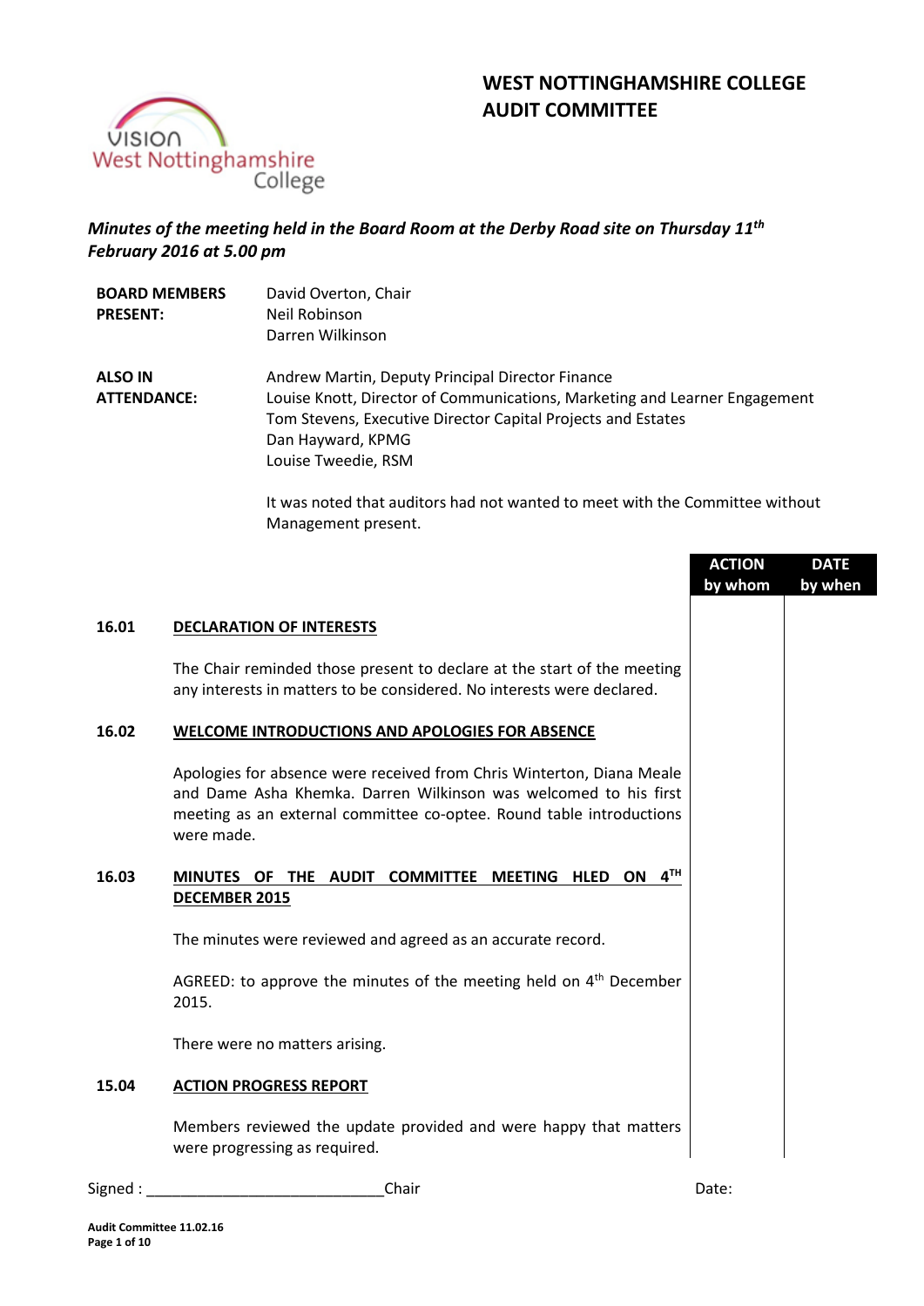# WEST NOTTINGHAMSHIRE COLLEGE AUDIT COMMITTEE

*Minutes of the meeting held in the Board Room at the Derby Road site on Thursday 11th February 2016 at 5.00 pm*

| | |
|---|---|
| **BOARD MEMBERS PRESENT:** | David Overton, Chair<br>Neil Robinson<br>Darren Wilkinson |
| **ALSO IN ATTENDANCE:** | Andrew Martin, Deputy Principal Director Finance<br>Louise Knott, Director of Communications, Marketing and Learner Engagement<br>Tom Stevens, Executive Director Capital Projects and Estates<br>Dan Hayward, KPMG<br>Louise Tweedie, RSM |

It was noted that auditors had not wanted to meet with the Committee without Management present.

| | | ACTION by whom | DATE by when |
|---|---|---|---|
| **16.01** | **DECLARATION OF INTERESTS** | | |
| | The Chair reminded those present to declare at the start of the meeting any interests in matters to be considered. No interests were declared. | | |
| **16.02** | **WELCOME INTRODUCTIONS AND APOLOGIES FOR ABSENCE** | | |
| | Apologies for absence were received from Chris Winterton, Diana Meale and Dame Asha Khemka. Darren Wilkinson was welcomed to his first meeting as an external committee co-optee. Round table introductions were made. | | |
| **16.03** | **MINUTES OF THE AUDIT COMMITTEE MEETING HLED ON 4TH DECEMBER 2015** | | |
| | The minutes were reviewed and agreed as an accurate record. | | |
| | AGREED: to approve the minutes of the meeting held on 4th December 2015. | | |
| | There were no matters arising. | | |
| **15.04** | **ACTION PROGRESS REPORT** | | |
| | Members reviewed the update provided and were happy that matters were progressing as required. | | |

Signed : ____________________________Chair Date: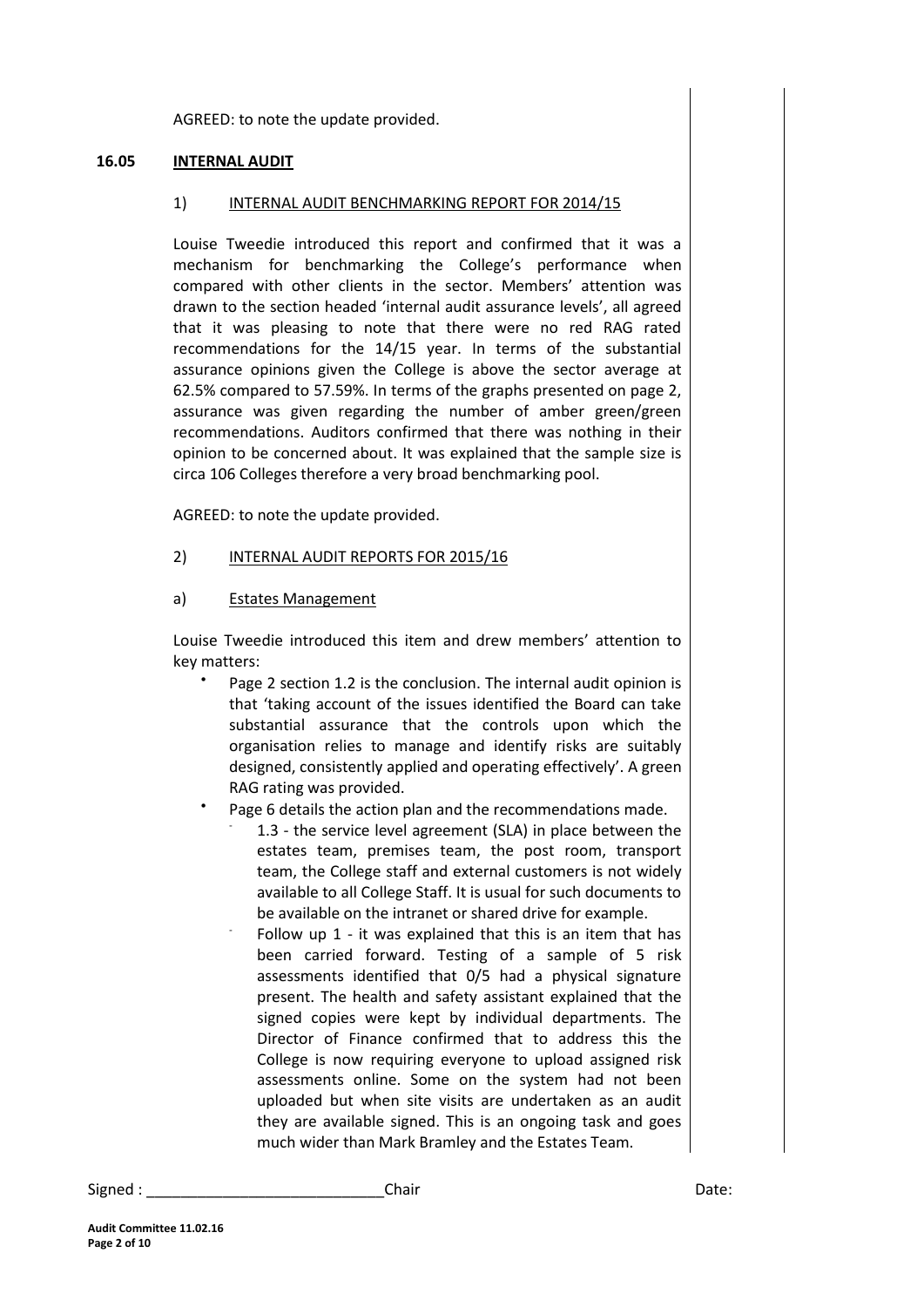AGREED: to note the update provided.

## 16.05 INTERNAL AUDIT

### 1) INTERNAL AUDIT BENCHMARKING REPORT FOR 2014/15

Louise Tweedie introduced this report and confirmed that it was a mechanism for benchmarking the College's performance when compared with other clients in the sector. Members' attention was drawn to the section headed 'internal audit assurance levels', all agreed that it was pleasing to note that there were no red RAG rated recommendations for the 14/15 year. In terms of the substantial assurance opinions given the College is above the sector average at 62.5% compared to 57.59%. In terms of the graphs presented on page 2, assurance was given regarding the number of amber green/green recommendations. Auditors confirmed that there was nothing in their opinion to be concerned about. It was explained that the sample size is circa 106 Colleges therefore a very broad benchmarking pool.

AGREED: to note the update provided.

### 2) INTERNAL AUDIT REPORTS FOR 2015/16

#### a) Estates Management

Louise Tweedie introduced this item and drew members' attention to key matters:

- Page 2 section 1.2 is the conclusion. The internal audit opinion is that 'taking account of the issues identified the Board can take substantial assurance that the controls upon which the organisation relies to manage and identify risks are suitably designed, consistently applied and operating effectively'. A green RAG rating was provided.
- Page 6 details the action plan and the recommendations made.
  - 1.3 - the service level agreement (SLA) in place between the estates team, premises team, the post room, transport team, the College staff and external customers is not widely available to all College Staff. It is usual for such documents to be available on the intranet or shared drive for example.
  - Follow up 1 - it was explained that this is an item that has been carried forward. Testing of a sample of 5 risk assessments identified that 0/5 had a physical signature present. The health and safety assistant explained that the signed copies were kept by individual departments. The Director of Finance confirmed that to address this the College is now requiring everyone to upload assigned risk assessments online. Some on the system had not been uploaded but when site visits are undertaken as an audit they are available signed. This is an ongoing task and goes much wider than Mark Bramley and the Estates Team.

Signed : ____________________________Chair Date: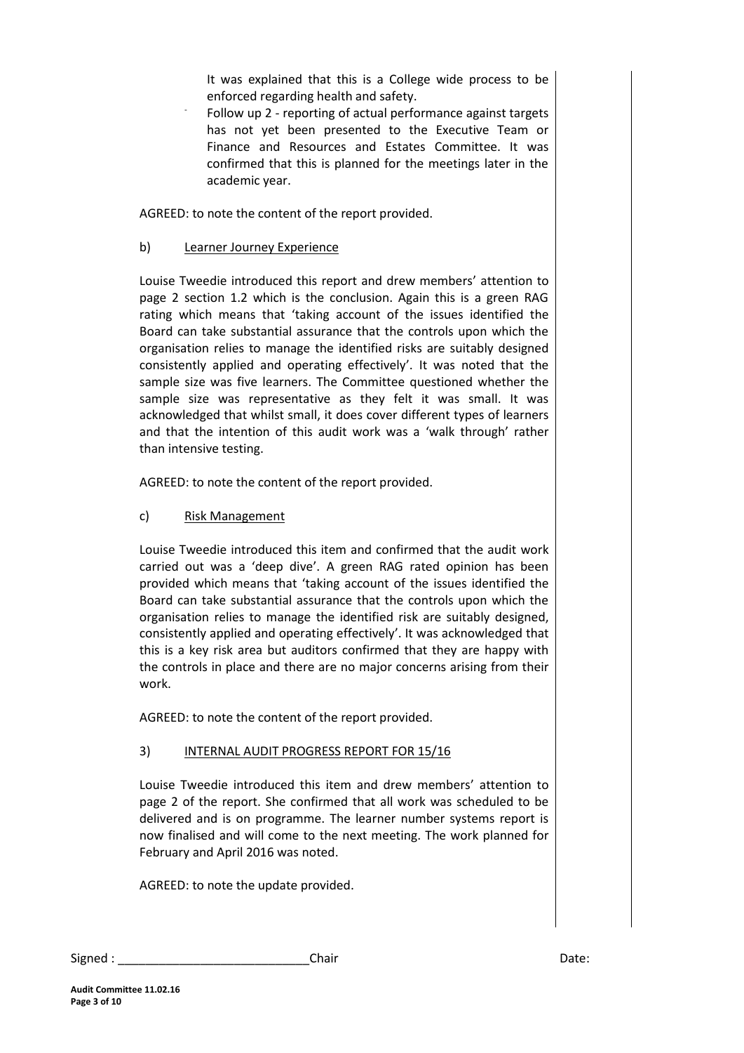It was explained that this is a College wide process to be enforced regarding health and safety.

- Follow up 2 - reporting of actual performance against targets has not yet been presented to the Executive Team or Finance and Resources and Estates Committee. It was confirmed that this is planned for the meetings later in the academic year.

AGREED: to note the content of the report provided.

b) Learner Journey Experience

Louise Tweedie introduced this report and drew members' attention to page 2 section 1.2 which is the conclusion. Again this is a green RAG rating which means that 'taking account of the issues identified the Board can take substantial assurance that the controls upon which the organisation relies to manage the identified risks are suitably designed consistently applied and operating effectively'. It was noted that the sample size was five learners. The Committee questioned whether the sample size was representative as they felt it was small. It was acknowledged that whilst small, it does cover different types of learners and that the intention of this audit work was a 'walk through' rather than intensive testing.

AGREED: to note the content of the report provided.

c) Risk Management

Louise Tweedie introduced this item and confirmed that the audit work carried out was a 'deep dive'. A green RAG rated opinion has been provided which means that 'taking account of the issues identified the Board can take substantial assurance that the controls upon which the organisation relies to manage the identified risk are suitably designed, consistently applied and operating effectively'. It was acknowledged that this is a key risk area but auditors confirmed that they are happy with the controls in place and there are no major concerns arising from their work.

AGREED: to note the content of the report provided.

3) INTERNAL AUDIT PROGRESS REPORT FOR 15/16

Louise Tweedie introduced this item and drew members' attention to page 2 of the report. She confirmed that all work was scheduled to be delivered and is on programme. The learner number systems report is now finalised and will come to the next meeting. The work planned for February and April 2016 was noted.

AGREED: to note the update provided.

Signed : ____________________________Chair Date: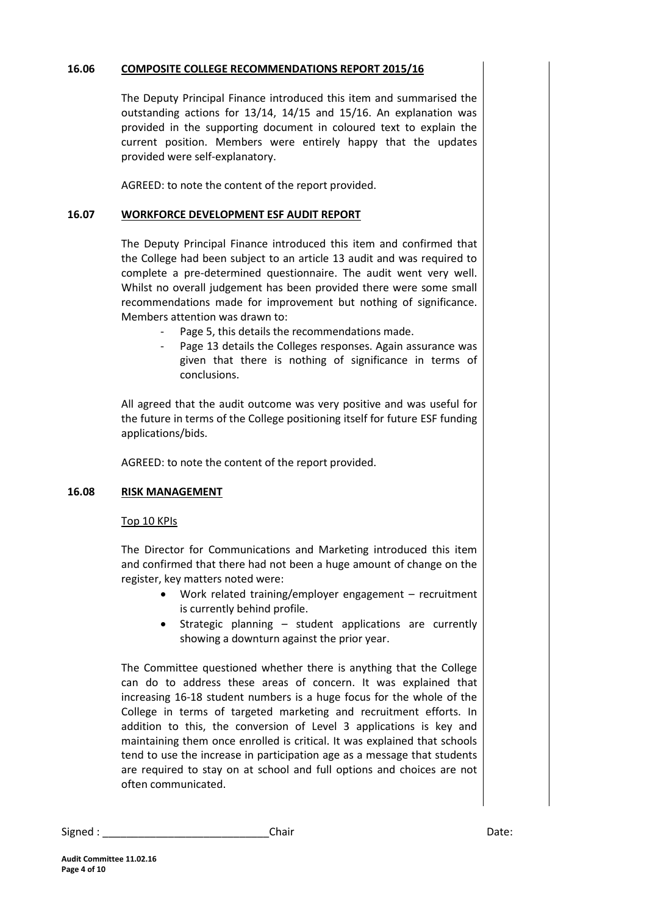### 16.06 COMPOSITE COLLEGE RECOMMENDATIONS REPORT 2015/16

The Deputy Principal Finance introduced this item and summarised the outstanding actions for 13/14, 14/15 and 15/16. An explanation was provided in the supporting document in coloured text to explain the current position. Members were entirely happy that the updates provided were self-explanatory.

AGREED: to note the content of the report provided.

### 16.07 WORKFORCE DEVELOPMENT ESF AUDIT REPORT

The Deputy Principal Finance introduced this item and confirmed that the College had been subject to an article 13 audit and was required to complete a pre-determined questionnaire. The audit went very well. Whilst no overall judgement has been provided there were some small recommendations made for improvement but nothing of significance. Members attention was drawn to:

- Page 5, this details the recommendations made.
- Page 13 details the Colleges responses. Again assurance was given that there is nothing of significance in terms of conclusions.

All agreed that the audit outcome was very positive and was useful for the future in terms of the College positioning itself for future ESF funding applications/bids.

AGREED: to note the content of the report provided.

### 16.08 RISK MANAGEMENT

Top 10 KPIs

The Director for Communications and Marketing introduced this item and confirmed that there had not been a huge amount of change on the register, key matters noted were:

- Work related training/employer engagement – recruitment is currently behind profile.
- Strategic planning – student applications are currently showing a downturn against the prior year.

The Committee questioned whether there is anything that the College can do to address these areas of concern. It was explained that increasing 16-18 student numbers is a huge focus for the whole of the College in terms of targeted marketing and recruitment efforts. In addition to this, the conversion of Level 3 applications is key and maintaining them once enrolled is critical. It was explained that schools tend to use the increase in participation age as a message that students are required to stay on at school and full options and choices are not often communicated.

Signed : ____________________________Chair Date:

**Audit Committee 11.02.16**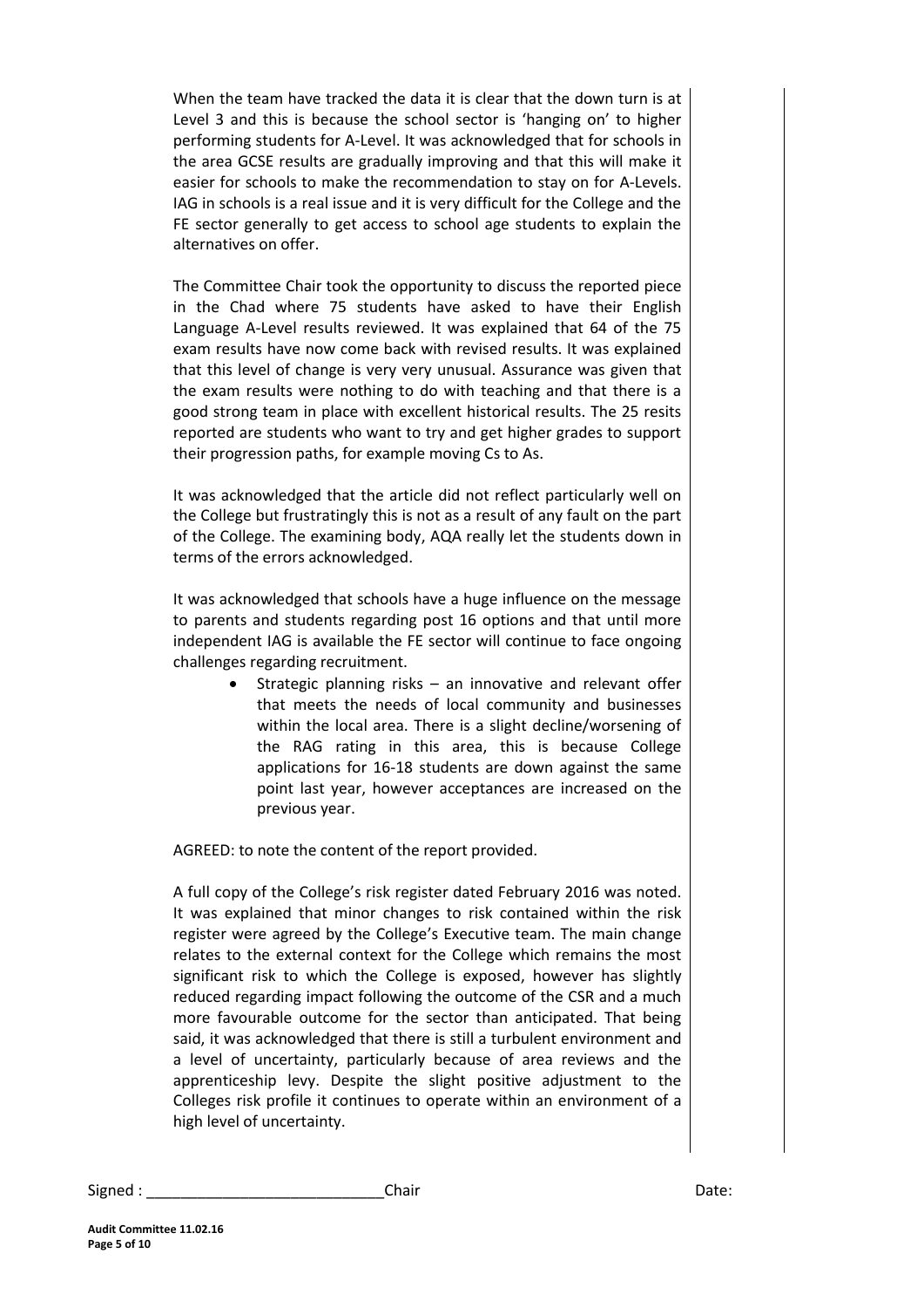When the team have tracked the data it is clear that the down turn is at Level 3 and this is because the school sector is 'hanging on' to higher performing students for A-Level. It was acknowledged that for schools in the area GCSE results are gradually improving and that this will make it easier for schools to make the recommendation to stay on for A-Levels. IAG in schools is a real issue and it is very difficult for the College and the FE sector generally to get access to school age students to explain the alternatives on offer.

The Committee Chair took the opportunity to discuss the reported piece in the Chad where 75 students have asked to have their English Language A-Level results reviewed. It was explained that 64 of the 75 exam results have now come back with revised results. It was explained that this level of change is very very unusual. Assurance was given that the exam results were nothing to do with teaching and that there is a good strong team in place with excellent historical results. The 25 resits reported are students who want to try and get higher grades to support their progression paths, for example moving Cs to As.

It was acknowledged that the article did not reflect particularly well on the College but frustratingly this is not as a result of any fault on the part of the College. The examining body, AQA really let the students down in terms of the errors acknowledged.

It was acknowledged that schools have a huge influence on the message to parents and students regarding post 16 options and that until more independent IAG is available the FE sector will continue to face ongoing challenges regarding recruitment.

- Strategic planning risks – an innovative and relevant offer that meets the needs of local community and businesses within the local area. There is a slight decline/worsening of the RAG rating in this area, this is because College applications for 16-18 students are down against the same point last year, however acceptances are increased on the previous year.

AGREED: to note the content of the report provided.

A full copy of the College's risk register dated February 2016 was noted. It was explained that minor changes to risk contained within the risk register were agreed by the College's Executive team. The main change relates to the external context for the College which remains the most significant risk to which the College is exposed, however has slightly reduced regarding impact following the outcome of the CSR and a much more favourable outcome for the sector than anticipated. That being said, it was acknowledged that there is still a turbulent environment and a level of uncertainty, particularly because of area reviews and the apprenticeship levy. Despite the slight positive adjustment to the Colleges risk profile it continues to operate within an environment of a high level of uncertainty.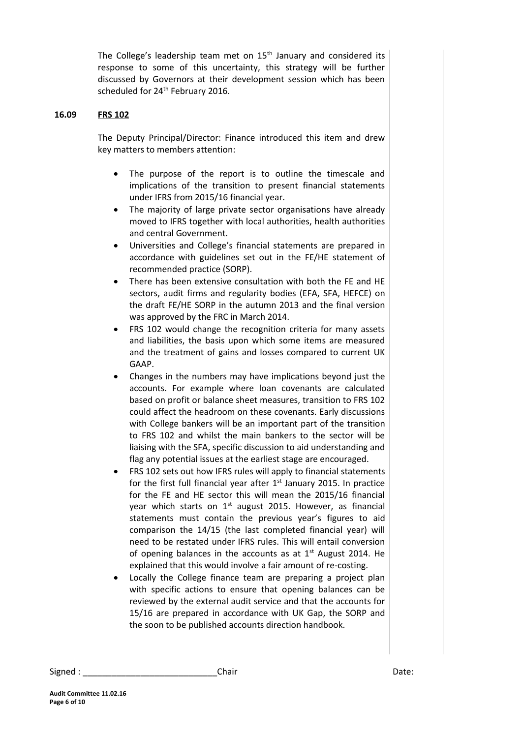The College's leadership team met on 15th January and considered its response to some of this uncertainty, this strategy will be further discussed by Governors at their development session which has been scheduled for 24th February 2016.

**16.09** **FRS 102**

The Deputy Principal/Director: Finance introduced this item and drew key matters to members attention:

- The purpose of the report is to outline the timescale and implications of the transition to present financial statements under IFRS from 2015/16 financial year.
- The majority of large private sector organisations have already moved to IFRS together with local authorities, health authorities and central Government.
- Universities and College's financial statements are prepared in accordance with guidelines set out in the FE/HE statement of recommended practice (SORP).
- There has been extensive consultation with both the FE and HE sectors, audit firms and regularity bodies (EFA, SFA, HEFCE) on the draft FE/HE SORP in the autumn 2013 and the final version was approved by the FRC in March 2014.
- FRS 102 would change the recognition criteria for many assets and liabilities, the basis upon which some items are measured and the treatment of gains and losses compared to current UK GAAP.
- Changes in the numbers may have implications beyond just the accounts. For example where loan covenants are calculated based on profit or balance sheet measures, transition to FRS 102 could affect the headroom on these covenants. Early discussions with College bankers will be an important part of the transition to FRS 102 and whilst the main bankers to the sector will be liaising with the SFA, specific discussion to aid understanding and flag any potential issues at the earliest stage are encouraged.
- FRS 102 sets out how IFRS rules will apply to financial statements for the first full financial year after 1st January 2015. In practice for the FE and HE sector this will mean the 2015/16 financial year which starts on 1st august 2015. However, as financial statements must contain the previous year's figures to aid comparison the 14/15 (the last completed financial year) will need to be restated under IFRS rules. This will entail conversion of opening balances in the accounts as at 1st August 2014. He explained that this would involve a fair amount of re-costing.
- Locally the College finance team are preparing a project plan with specific actions to ensure that opening balances can be reviewed by the external audit service and that the accounts for 15/16 are prepared in accordance with UK Gap, the SORP and the soon to be published accounts direction handbook.

Signed : \_\_\_\_\_\_\_\_\_\_\_\_\_\_\_\_\_\_\_\_\_\_\_\_\_\_\_\_Chair Date: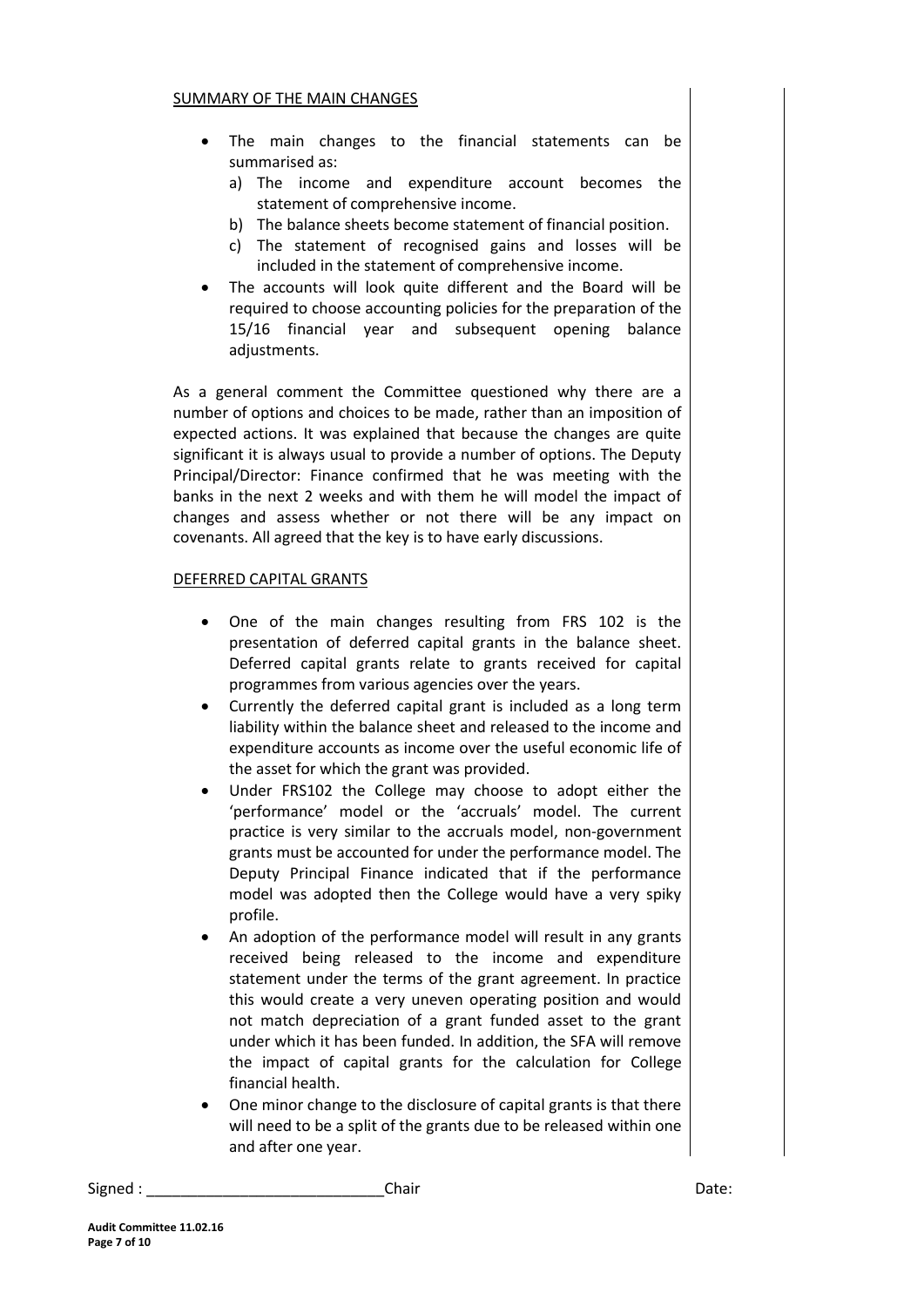<u>SUMMARY OF THE MAIN CHANGES</u>

- The main changes to the financial statements can be summarised as:
  a) The income and expenditure account becomes the statement of comprehensive income.
  b) The balance sheets become statement of financial position.
  c) The statement of recognised gains and losses will be included in the statement of comprehensive income.
- The accounts will look quite different and the Board will be required to choose accounting policies for the preparation of the 15/16 financial year and subsequent opening balance adjustments.

As a general comment the Committee questioned why there are a number of options and choices to be made, rather than an imposition of expected actions. It was explained that because the changes are quite significant it is always usual to provide a number of options. The Deputy Principal/Director: Finance confirmed that he was meeting with the banks in the next 2 weeks and with them he will model the impact of changes and assess whether or not there will be any impact on covenants. All agreed that the key is to have early discussions.

<u>DEFERRED CAPITAL GRANTS</u>

- One of the main changes resulting from FRS 102 is the presentation of deferred capital grants in the balance sheet. Deferred capital grants relate to grants received for capital programmes from various agencies over the years.
- Currently the deferred capital grant is included as a long term liability within the balance sheet and released to the income and expenditure accounts as income over the useful economic life of the asset for which the grant was provided.
- Under FRS102 the College may choose to adopt either the 'performance' model or the 'accruals' model. The current practice is very similar to the accruals model, non-government grants must be accounted for under the performance model. The Deputy Principal Finance indicated that if the performance model was adopted then the College would have a very spiky profile.
- An adoption of the performance model will result in any grants received being released to the income and expenditure statement under the terms of the grant agreement. In practice this would create a very uneven operating position and would not match depreciation of a grant funded asset to the grant under which it has been funded. In addition, the SFA will remove the impact of capital grants for the calculation for College financial health.
- One minor change to the disclosure of capital grants is that there will need to be a split of the grants due to be released within one and after one year.

Signed : ____________________________Chair Date: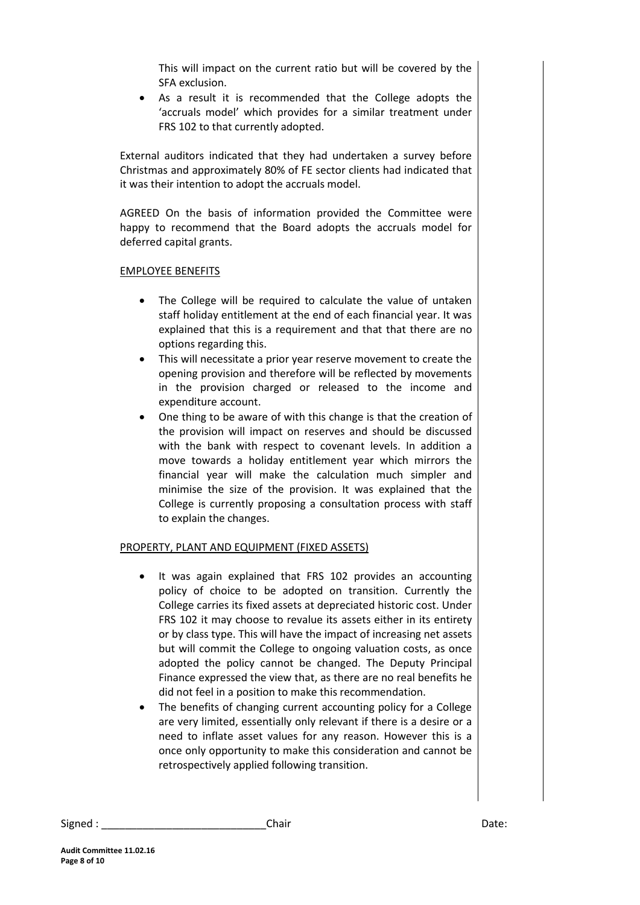This will impact on the current ratio but will be covered by the SFA exclusion.

- As a result it is recommended that the College adopts the 'accruals model' which provides for a similar treatment under FRS 102 to that currently adopted.

External auditors indicated that they had undertaken a survey before Christmas and approximately 80% of FE sector clients had indicated that it was their intention to adopt the accruals model.

AGREED On the basis of information provided the Committee were happy to recommend that the Board adopts the accruals model for deferred capital grants.

EMPLOYEE BENEFITS

- The College will be required to calculate the value of untaken staff holiday entitlement at the end of each financial year. It was explained that this is a requirement and that that there are no options regarding this.
- This will necessitate a prior year reserve movement to create the opening provision and therefore will be reflected by movements in the provision charged or released to the income and expenditure account.
- One thing to be aware of with this change is that the creation of the provision will impact on reserves and should be discussed with the bank with respect to covenant levels. In addition a move towards a holiday entitlement year which mirrors the financial year will make the calculation much simpler and minimise the size of the provision. It was explained that the College is currently proposing a consultation process with staff to explain the changes.

PROPERTY, PLANT AND EQUIPMENT (FIXED ASSETS)

- It was again explained that FRS 102 provides an accounting policy of choice to be adopted on transition. Currently the College carries its fixed assets at depreciated historic cost. Under FRS 102 it may choose to revalue its assets either in its entirety or by class type. This will have the impact of increasing net assets but will commit the College to ongoing valuation costs, as once adopted the policy cannot be changed. The Deputy Principal Finance expressed the view that, as there are no real benefits he did not feel in a position to make this recommendation.
- The benefits of changing current accounting policy for a College are very limited, essentially only relevant if there is a desire or a need to inflate asset values for any reason. However this is a once only opportunity to make this consideration and cannot be retrospectively applied following transition.

Signed : \_\_\_\_\_\_\_\_\_\_\_\_\_\_\_\_\_\_\_\_\_\_\_\_\_\_\_\_ Chair Date: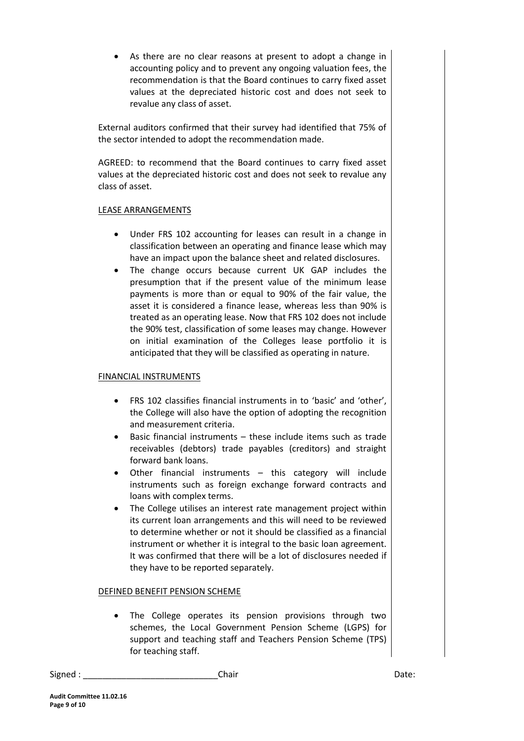- As there are no clear reasons at present to adopt a change in accounting policy and to prevent any ongoing valuation fees, the recommendation is that the Board continues to carry fixed asset values at the depreciated historic cost and does not seek to revalue any class of asset.

External auditors confirmed that their survey had identified that 75% of the sector intended to adopt the recommendation made.

AGREED: to recommend that the Board continues to carry fixed asset values at the depreciated historic cost and does not seek to revalue any class of asset.

LEASE ARRANGEMENTS

- Under FRS 102 accounting for leases can result in a change in classification between an operating and finance lease which may have an impact upon the balance sheet and related disclosures.
- The change occurs because current UK GAP includes the presumption that if the present value of the minimum lease payments is more than or equal to 90% of the fair value, the asset it is considered a finance lease, whereas less than 90% is treated as an operating lease. Now that FRS 102 does not include the 90% test, classification of some leases may change. However on initial examination of the Colleges lease portfolio it is anticipated that they will be classified as operating in nature.

FINANCIAL INSTRUMENTS

- FRS 102 classifies financial instruments in to 'basic' and 'other', the College will also have the option of adopting the recognition and measurement criteria.
- Basic financial instruments – these include items such as trade receivables (debtors) trade payables (creditors) and straight forward bank loans.
- Other financial instruments – this category will include instruments such as foreign exchange forward contracts and loans with complex terms.
- The College utilises an interest rate management project within its current loan arrangements and this will need to be reviewed to determine whether or not it should be classified as a financial instrument or whether it is integral to the basic loan agreement. It was confirmed that there will be a lot of disclosures needed if they have to be reported separately.

DEFINED BENEFIT PENSION SCHEME

- The College operates its pension provisions through two schemes, the Local Government Pension Scheme (LGPS) for support and teaching staff and Teachers Pension Scheme (TPS) for teaching staff.

Signed : ____________________________Chair Date: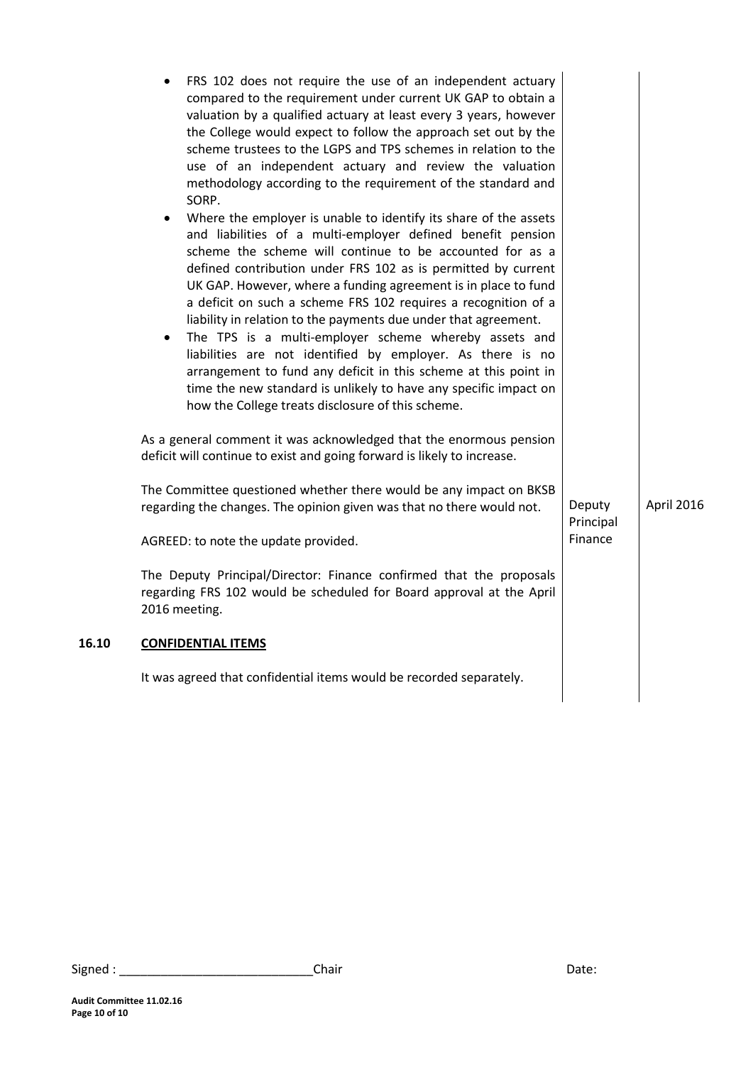- FRS 102 does not require the use of an independent actuary compared to the requirement under current UK GAP to obtain a valuation by a qualified actuary at least every 3 years, however the College would expect to follow the approach set out by the scheme trustees to the LGPS and TPS schemes in relation to the use of an independent actuary and review the valuation methodology according to the requirement of the standard and SORP.
- Where the employer is unable to identify its share of the assets and liabilities of a multi-employer defined benefit pension scheme the scheme will continue to be accounted for as a defined contribution under FRS 102 as is permitted by current UK GAP. However, where a funding agreement is in place to fund a deficit on such a scheme FRS 102 requires a recognition of a liability in relation to the payments due under that agreement.
- The TPS is a multi-employer scheme whereby assets and liabilities are not identified by employer. As there is no arrangement to fund any deficit in this scheme at this point in time the new standard is unlikely to have any specific impact on how the College treats disclosure of this scheme.

As a general comment it was acknowledged that the enormous pension deficit will continue to exist and going forward is likely to increase.

The Committee questioned whether there would be any impact on BKSB regarding the changes. The opinion given was that no there would not.

AGREED: to note the update provided.

| | | |
|---|---|---|
| The Deputy Principal/Director: Finance confirmed that the proposals regarding FRS 102 would be scheduled for Board approval at the April 2016 meeting. | Deputy Principal Finance | April 2016 |

**16.10 CONFIDENTIAL ITEMS**

It was agreed that confidential items would be recorded separately.

Signed : ____________________________Chair Date:

**Audit Committee 11.02.16**